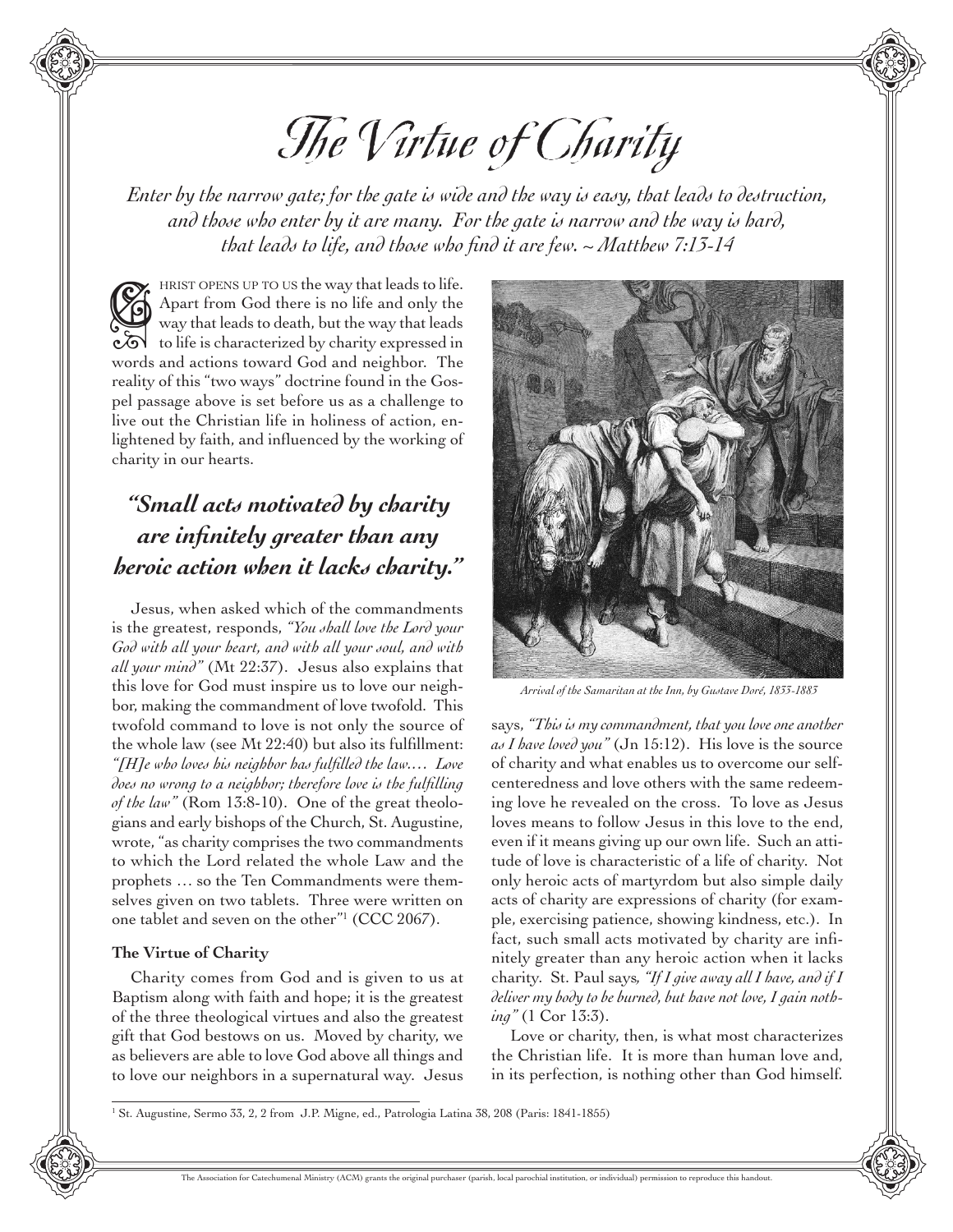# The Virtue of Charity

*Enter by the narrow gate; for the gate is wide and the way is easy, that leads to destruction, and those who enter by it are many. For the gate is narrow and the way is hard, that leads to life, and those who find it are few. ~ Matthew 7:13-14*

CHRIST OPENS UP TO US the way that leads to life. Apart from God there is no life and only the way that leads to death, but the way that leads to life is characterized by charity expressed in words and actions toward God and neighbor. The reality of this "two ways" doctrine found in the Gospel passage above is set before us as a challenge to live out the Christian life in holiness of action, enlightened by faith, and influenced by the working of charity in our hearts.

## *"Small acts motivated by charity are infinitely greater than any heroic action when it lacks charity."*

Jesus, when asked which of the commandments is the greatest, responds, *"You shall love the Lord your God with all your heart, and with all your soul, and with all your mind"* (Mt 22:37). Jesus also explains that this love for God must inspire us to love our neighbor, making the commandment of love twofold. This twofold command to love is not only the source of the whole law (see Mt 22:40) but also its fulfillment: *"[H]e who loves his neighbor has fulfilled the law.... Love does no wrong to a neighbor; therefore love is the fulfilling of the law"* (Rom 13:8-10). One of the great theologians and early bishops of the Church, St. Augustine, wrote, "as charity comprises the two commandments to which the Lord related the whole Law and the prophets … so the Ten Commandments were themselves given on two tablets. Three were written on one tablet and seven on the other"[1] (CCC 2067).

### The Virtue of Charity

Charity comes from God and is given to us at Baptism along with faith and hope; it is the greatest of the three theological virtues and also the greatest gift that God bestows on us. Moved by charity, we as believers are able to love God above all things and to love our neighbors in a supernatural way. Jesus says, *"This is my commandment, that you love one another as I have loved you"* (Jn 15:12). His love is the source of charity and what enables us to overcome our self-centeredness and love others with the same redeeming love he revealed on the cross. To love as Jesus loves means to follow Jesus in this love to the end, even if it means giving up our own life. Such an attitude of love is characteristic of a life of charity. Not only heroic acts of martyrdom but also simple daily acts of charity are expressions of charity (for example, exercising patience, showing kindness, etc.). In fact, such small acts motivated by charity are infinitely greater than any heroic action when it lacks charity. St. Paul says, *"If I give away all I have, and if I deliver my body to be burned, but have not love, I gain nothing"* (1 Cor 13:3).

*Arrival of the Samaritan at the Inn, by Gustave Doré, 1833-1883*

Love or charity, then, is what most characterizes the Christian life. It is more than human love and, in its perfection, is nothing other than God himself.

[1] St. Augustine, Sermo 33, 2, 2 from J.P. Migne, ed., Patrologia Latina 38, 208 (Paris: 1841-1855)

The Association for Catechumenal Ministry (ACM) grants the original purchaser (parish, local parochial institution, or individual) permission to reproduce this handout.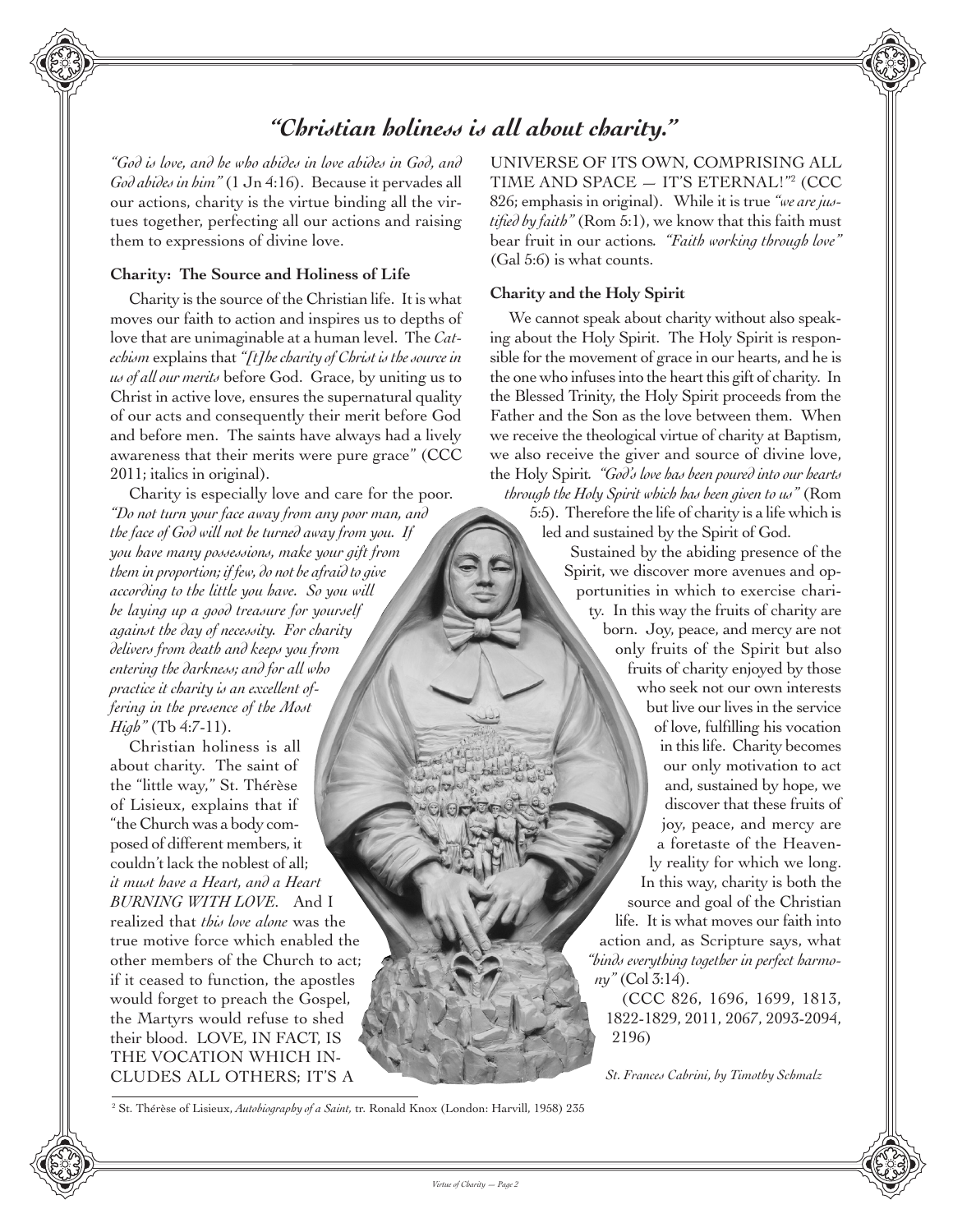## *"Christian holiness is all about charity."*

*"God is love, and he who abides in love abides in God, and God abides in him"* (1 Jn 4:16). Because it pervades all our actions, charity is the virtue binding all the virtues together, perfecting all our actions and raising them to expressions of divine love.

### Charity: The Source and Holiness of Life

Charity is the source of the Christian life. It is what moves our faith to action and inspires us to depths of love that are unimaginable at a human level. The *Catechism* explains that *"[t]he charity of Christ is the source in us of all our merits* before God. Grace, by uniting us to Christ in active love, ensures the supernatural quality of our acts and consequently their merit before God and before men. The saints have always had a lively awareness that their merits were pure grace" (CCC 2011; italics in original).

Charity is especially love and care for the poor. *"Do not turn your face away from any poor man, and the face of God will not be turned away from you. If you have many possessions, make your gift from them in proportion; if few, do not be afraid to give according to the little you have. So you will be laying up a good treasure for yourself against the day of necessity. For charity delivers from death and keeps you from entering the darkness; and for all who practice it charity is an excellent offering in the presence of the Most High"* (Tb 4:7-11).

Christian holiness is all about charity. The saint of the "little way," St. Thérèse of Lisieux, explains that if "the Church was a body composed of different members, it couldn't lack the noblest of all; *it must have a Heart, and a Heart BURNING WITH LOVE*. And I realized that *this love alone* was the true motive force which enabled the other members of the Church to act; if it ceased to function, the apostles would forget to preach the Gospel, the Martyrs would refuse to shed their blood. LOVE, IN FACT, IS THE VOCATION WHICH INCLUDES ALL OTHERS; IT'S A UNIVERSE OF ITS OWN, COMPRISING ALL TIME AND SPACE — IT'S ETERNAL!"[2] (CCC 826; emphasis in original). While it is true *"we are justified by faith"* (Rom 5:1), we know that this faith must bear fruit in our actions. *"Faith working through love"* (Gal 5:6) is what counts.

### Charity and the Holy Spirit

We cannot speak about charity without also speaking about the Holy Spirit. The Holy Spirit is responsible for the movement of grace in our hearts, and he is the one who infuses into the heart this gift of charity. In the Blessed Trinity, the Holy Spirit proceeds from the Father and the Son as the love between them. When we receive the theological virtue of charity at Baptism, we also receive the giver and source of divine love, the Holy Spirit. *"God's love has been poured into our hearts through the Holy Spirit which has been given to us"* (Rom 5:5). Therefore the life of charity is a life which is led and sustained by the Spirit of God.

Sustained by the abiding presence of the Spirit, we discover more avenues and opportunities in which to exercise charity. In this way the fruits of charity are born. Joy, peace, and mercy are not only fruits of the Spirit but also fruits of charity enjoyed by those who seek not our own interests but live our lives in the service of love, fulfilling his vocation in this life. Charity becomes our only motivation to act and, sustained by hope, we discover that these fruits of joy, peace, and mercy are a foretaste of the Heavenly reality for which we long. In this way, charity is both the source and goal of the Christian life. It is what moves our faith into action and, as Scripture says, what *"binds everything together in perfect harmony"* (Col 3:14).

(CCC 826, 1696, 1699, 1813, 1822-1829, 2011, 2067, 2093-2094, 2196)

*St. Frances Cabrini, by Timothy Schmalz*

[2] St. Thérèse of Lisieux, *Autobiography of a Saint,* tr. Ronald Knox (London: Harvill, 1958) 235